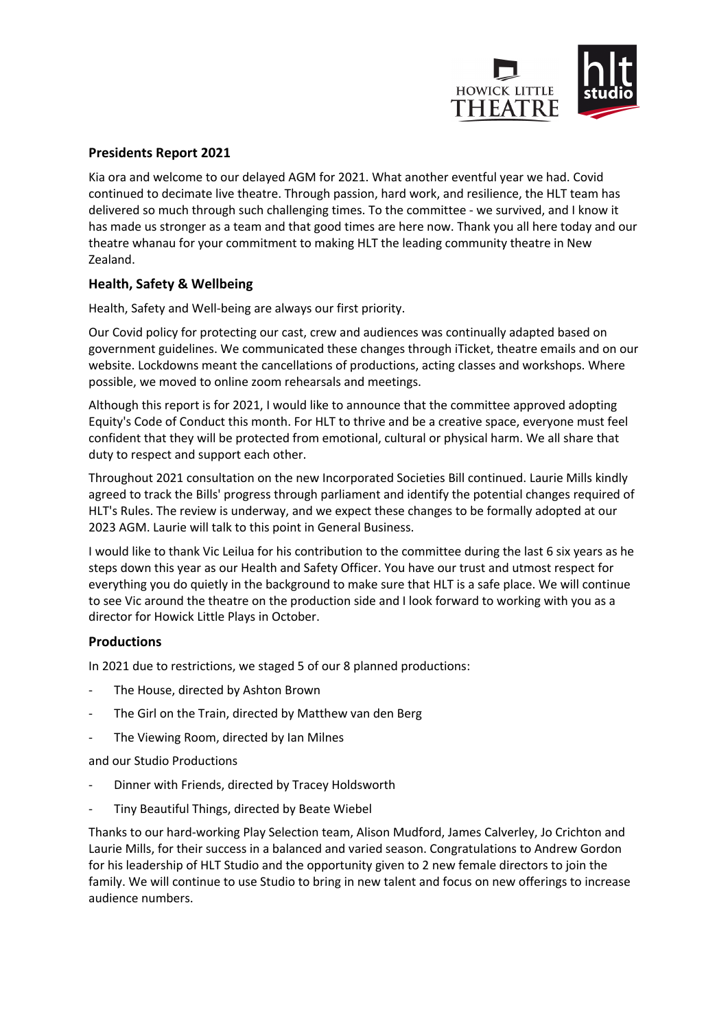## Presidents Report 2021

Kia ora and welcome to our delayed AGM for 2021. What another eventful year we had. Covid continued to decimate live theatre. Through passion, hard work, and resilience, the HLT team has delivered so much through such challenging times. To the committee - we survived, and I know it has made us stronger as a team and that good times are here now. Thank you all here today and our theatre whanau for your commitment to making HLT the leading community theatre in New Zealand.

### Health, Safety & Wellbeing

Health, Safety and Well-being are always our first priority.

Our Covid policy for protecting our cast, crew and audiences was continually adapted based on government guidelines. We communicated these changes through iTicket, theatre emails and on our website. Lockdowns meant the cancellations of productions, acting classes and workshops. Where possible, we moved to online zoom rehearsals and meetings.

Although this report is for 2021, I would like to announce that the committee approved adopting Equity's Code of Conduct this month. For HLT to thrive and be a creative space, everyone must feel confident that they will be protected from emotional, cultural or physical harm. We all share that duty to respect and support each other.

Throughout 2021 consultation on the new Incorporated Societies Bill continued. Laurie Mills kindly agreed to track the Bills' progress through parliament and identify the potential changes required of HLT's Rules. The review is underway, and we expect these changes to be formally adopted at our 2023 AGM. Laurie will talk to this point in General Business.

I would like to thank Vic Leilua for his contribution to the committee during the last 6 six years as he steps down this year as our Health and Safety Officer. You have our trust and utmost respect for everything you do quietly in the background to make sure that HLT is a safe place. We will continue to see Vic around the theatre on the production side and I look forward to working with you as a director for Howick Little Plays in October.

### Productions

In 2021 due to restrictions, we staged 5 of our 8 planned productions:

- The House, directed by Ashton Brown
- The Girl on the Train, directed by Matthew van den Berg
- The Viewing Room, directed by Ian Milnes

and our Studio Productions

- Dinner with Friends, directed by Tracey Holdsworth
- Tiny Beautiful Things, directed by Beate Wiebel

Thanks to our hard-working Play Selection team, Alison Mudford, James Calverley, Jo Crichton and Laurie Mills, for their success in a balanced and varied season. Congratulations to Andrew Gordon for his leadership of HLT Studio and the opportunity given to 2 new female directors to join the family. We will continue to use Studio to bring in new talent and focus on new offerings to increase audience numbers.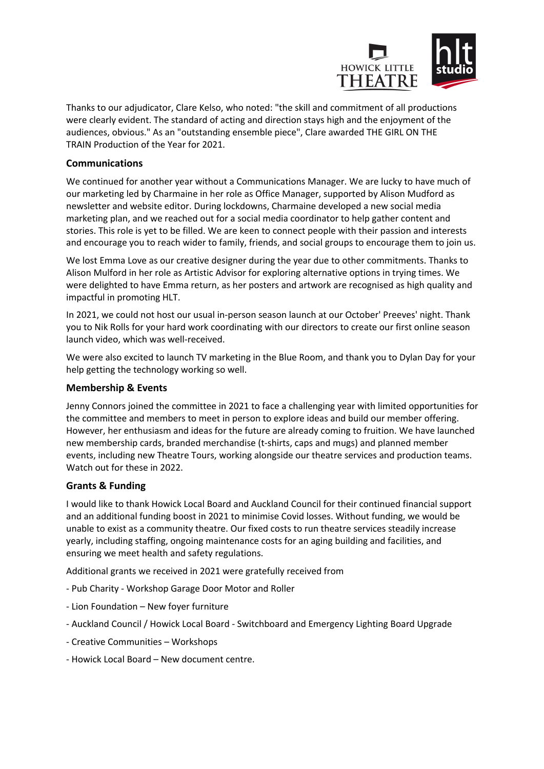Thanks to our adjudicator, Clare Kelso, who noted: "the skill and commitment of all productions were clearly evident. The standard of acting and direction stays high and the enjoyment of the audiences, obvious." As an "outstanding ensemble piece", Clare awarded THE GIRL ON THE TRAIN Production of the Year for 2021.

### Communications

We continued for another year without a Communications Manager. We are lucky to have much of our marketing led by Charmaine in her role as Office Manager, supported by Alison Mudford as newsletter and website editor. During lockdowns, Charmaine developed a new social media marketing plan, and we reached out for a social media coordinator to help gather content and stories. This role is yet to be filled. We are keen to connect people with their passion and interests and encourage you to reach wider to family, friends, and social groups to encourage them to join us.

We lost Emma Love as our creative designer during the year due to other commitments. Thanks to Alison Mulford in her role as Artistic Advisor for exploring alternative options in trying times. We were delighted to have Emma return, as her posters and artwork are recognised as high quality and impactful in promoting HLT.

In 2021, we could not host our usual in-person season launch at our October' Preeves' night. Thank you to Nik Rolls for your hard work coordinating with our directors to create our first online season launch video, which was well-received.

We were also excited to launch TV marketing in the Blue Room, and thank you to Dylan Day for your help getting the technology working so well.

### Membership & Events

Jenny Connors joined the committee in 2021 to face a challenging year with limited opportunities for the committee and members to meet in person to explore ideas and build our member offering. However, her enthusiasm and ideas for the future are already coming to fruition. We have launched new membership cards, branded merchandise (t-shirts, caps and mugs) and planned member events, including new Theatre Tours, working alongside our theatre services and production teams. Watch out for these in 2022.

### Grants & Funding

I would like to thank Howick Local Board and Auckland Council for their continued financial support and an additional funding boost in 2021 to minimise Covid losses. Without funding, we would be unable to exist as a community theatre. Our fixed costs to run theatre services steadily increase yearly, including staffing, ongoing maintenance costs for an aging building and facilities, and ensuring we meet health and safety regulations.

Additional grants we received in 2021 were gratefully received from

- Pub Charity - Workshop Garage Door Motor and Roller
- Lion Foundation – New foyer furniture
- Auckland Council / Howick Local Board - Switchboard and Emergency Lighting Board Upgrade
- Creative Communities – Workshops
- Howick Local Board – New document centre.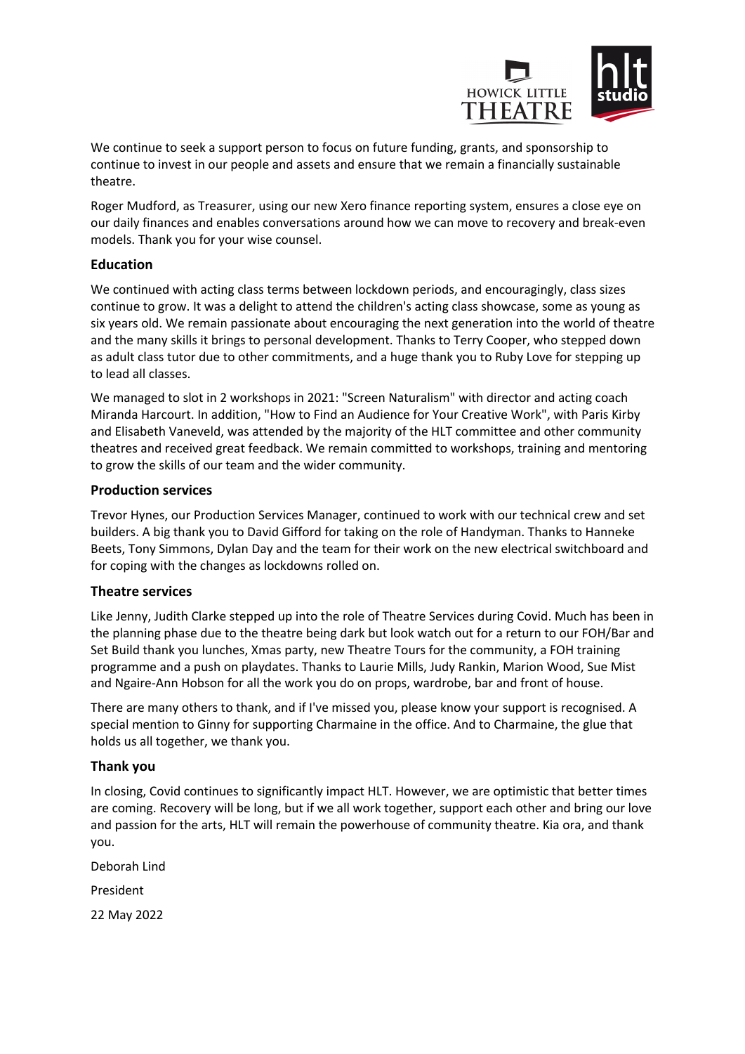We continue to seek a support person to focus on future funding, grants, and sponsorship to continue to invest in our people and assets and ensure that we remain a financially sustainable theatre.

Roger Mudford, as Treasurer, using our new Xero finance reporting system, ensures a close eye on our daily finances and enables conversations around how we can move to recovery and break-even models. Thank you for your wise counsel.

### Education

We continued with acting class terms between lockdown periods, and encouragingly, class sizes continue to grow. It was a delight to attend the children's acting class showcase, some as young as six years old. We remain passionate about encouraging the next generation into the world of theatre and the many skills it brings to personal development. Thanks to Terry Cooper, who stepped down as adult class tutor due to other commitments, and a huge thank you to Ruby Love for stepping up to lead all classes.

We managed to slot in 2 workshops in 2021: "Screen Naturalism" with director and acting coach Miranda Harcourt. In addition, "How to Find an Audience for Your Creative Work", with Paris Kirby and Elisabeth Vaneveld, was attended by the majority of the HLT committee and other community theatres and received great feedback. We remain committed to workshops, training and mentoring to grow the skills of our team and the wider community.

### Production services

Trevor Hynes, our Production Services Manager, continued to work with our technical crew and set builders. A big thank you to David Gifford for taking on the role of Handyman. Thanks to Hanneke Beets, Tony Simmons, Dylan Day and the team for their work on the new electrical switchboard and for coping with the changes as lockdowns rolled on.

### Theatre services

Like Jenny, Judith Clarke stepped up into the role of Theatre Services during Covid. Much has been in the planning phase due to the theatre being dark but look watch out for a return to our FOH/Bar and Set Build thank you lunches, Xmas party, new Theatre Tours for the community, a FOH training programme and a push on playdates. Thanks to Laurie Mills, Judy Rankin, Marion Wood, Sue Mist and Ngaire-Ann Hobson for all the work you do on props, wardrobe, bar and front of house.

There are many others to thank, and if I've missed you, please know your support is recognised. A special mention to Ginny for supporting Charmaine in the office. And to Charmaine, the glue that holds us all together, we thank you.

### Thank you

In closing, Covid continues to significantly impact HLT. However, we are optimistic that better times are coming. Recovery will be long, but if we all work together, support each other and bring our love and passion for the arts, HLT will remain the powerhouse of community theatre. Kia ora, and thank you.

Deborah Lind

President

22 May 2022